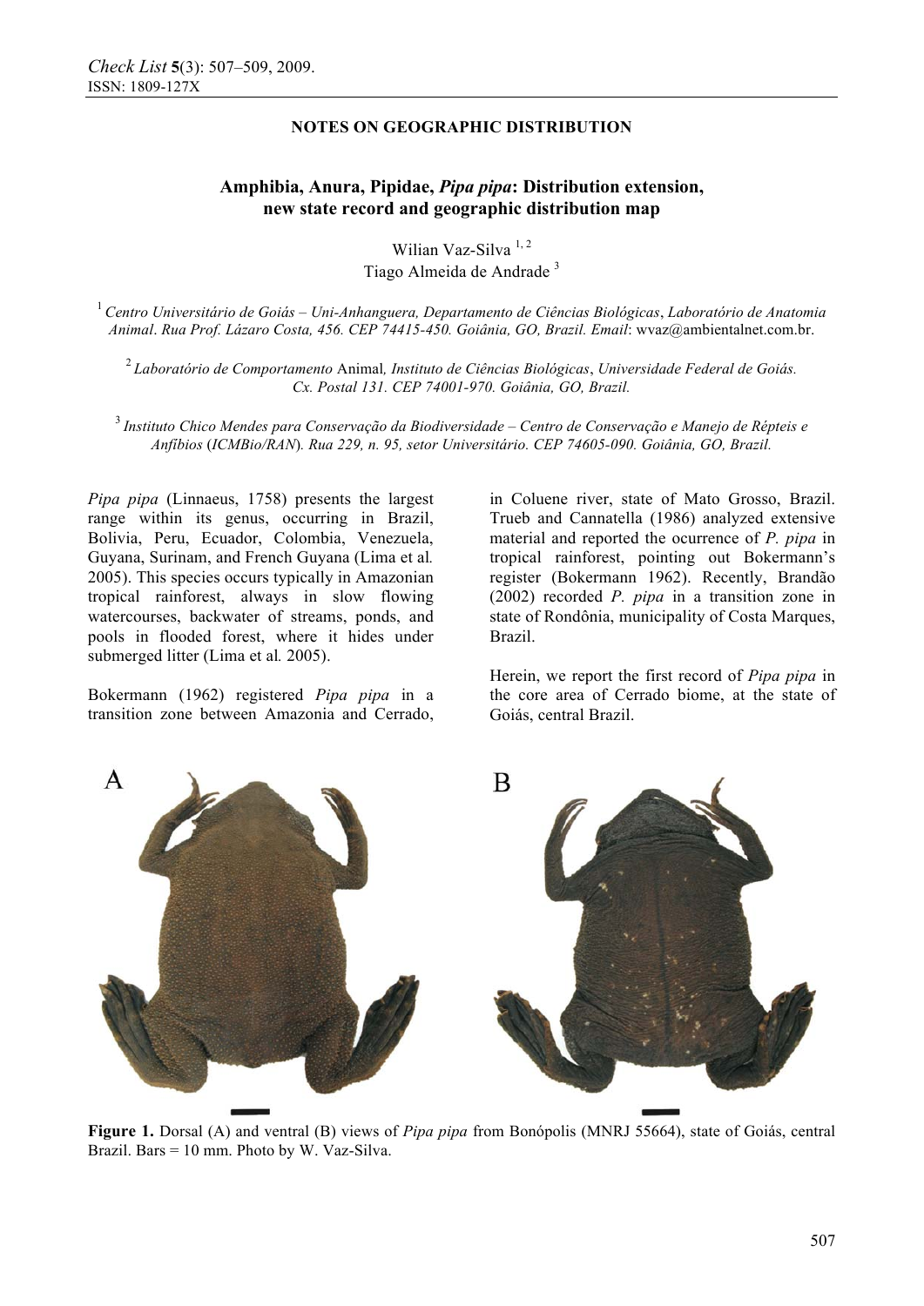**NOTES ON GEOGRAPHIC DISTRIBUTION**

# Amphibia, Anura, Pipidae, *Pipa pipa*: Distribution extension, new state record and geographic distribution map

Wilian Vaz-Silva [1, 2]
Tiago Almeida de Andrade [3]

[1] *Centro Universitário de Goiás – Uni-Anhanguera, Departamento de Ciências Biológicas, Laboratório de Anatomia Animal. Rua Prof. Lázaro Costa, 456. CEP 74415-450. Goiânia, GO, Brazil. Email*: wvaz@ambientalnet.com.br.

[2] *Laboratório de Comportamento* Animal*, Instituto de Ciências Biológicas, Universidade Federal de Goiás. Cx. Postal 131. CEP 74001-970. Goiânia, GO, Brazil.*

[3] *Instituto Chico Mendes para Conservação da Biodiversidade – Centro de Conservação e Manejo de Répteis e Anfíbios* (*ICMBio/RAN*)*. Rua 229, n. 95, setor Universitário. CEP 74605-090. Goiânia, GO, Brazil.*

*Pipa pipa* (Linnaeus, 1758) presents the largest range within its genus, occurring in Brazil, Bolivia, Peru, Ecuador, Colombia, Venezuela, Guyana, Surinam, and French Guyana (Lima et al*.* 2005). This species occurs typically in Amazonian tropical rainforest, always in slow flowing watercourses, backwater of streams, ponds, and pools in flooded forest, where it hides under submerged litter (Lima et al*.* 2005).

Bokermann (1962) registered *Pipa pipa* in a transition zone between Amazonia and Cerrado, in Coluene river, state of Mato Grosso, Brazil. Trueb and Cannatella (1986) analyzed extensive material and reported the ocurrence of *P. pipa* in tropical rainforest, pointing out Bokermann's register (Bokermann 1962). Recently, Brandão (2002) recorded *P. pipa* in a transition zone in state of Rondônia, municipality of Costa Marques, Brazil.

Herein, we report the first record of *Pipa pipa* in the core area of Cerrado biome, at the state of Goiás, central Brazil.

**Figure 1.** Dorsal (A) and ventral (B) views of *Pipa pipa* from Bonópolis (MNRJ 55664), state of Goiás, central Brazil. Bars = 10 mm. Photo by W. Vaz-Silva.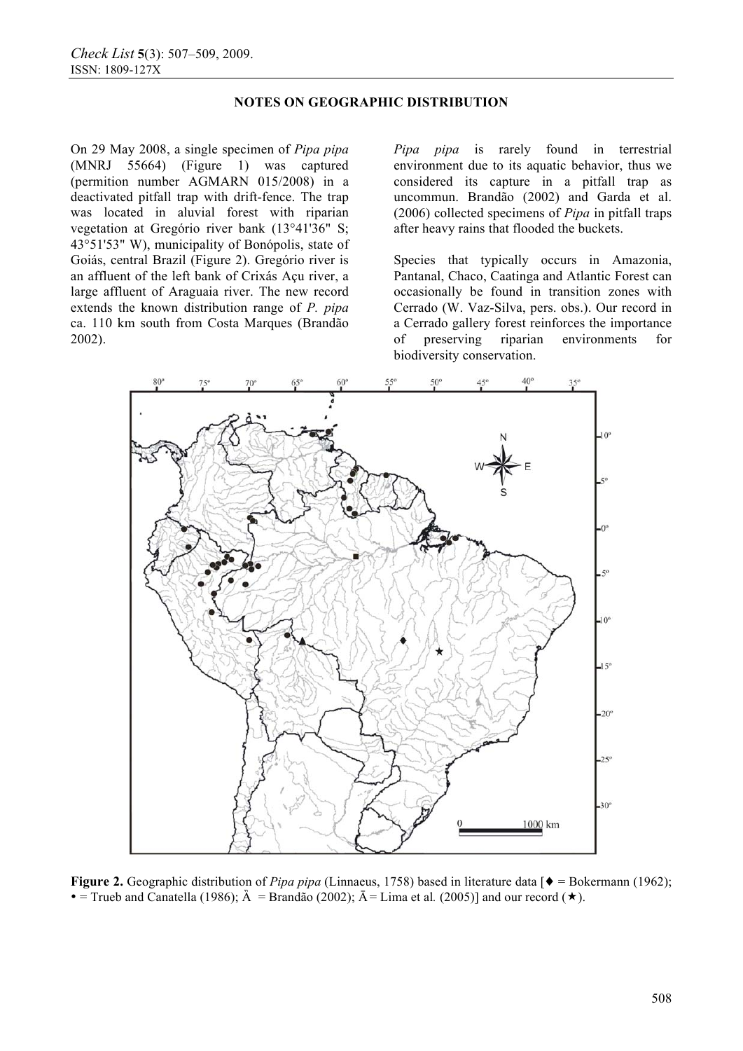**NOTES ON GEOGRAPHIC DISTRIBUTION**

On 29 May 2008, a single specimen of *Pipa pipa* (MNRJ 55664) (Figure 1) was captured (permition number AGMARN 015/2008) in a deactivated pitfall trap with drift-fence. The trap was located in aluvial forest with riparian vegetation at Gregório river bank (13°41'36" S; 43°51'53" W), municipality of Bonópolis, state of Goiás, central Brazil (Figure 2). Gregório river is an affluent of the left bank of Crixás Açu river, a large affluent of Araguaia river. The new record extends the known distribution range of *P. pipa* ca. 110 km south from Costa Marques (Brandão 2002).

*Pipa pipa* is rarely found in terrestrial environment due to its aquatic behavior, thus we considered its capture in a pitfall trap as uncommun. Brandão (2002) and Garda et al. (2006) collected specimens of *Pipa* in pitfall traps after heavy rains that flooded the buckets.

Species that typically occurs in Amazonia, Pantanal, Chaco, Caatinga and Atlantic Forest can occasionally be found in transition zones with Cerrado (W. Vaz-Silva, pers. obs.). Our record in a Cerrado gallery forest reinforces the importance of preserving riparian environments for biodiversity conservation.

**Figure 2.** Geographic distribution of *Pipa pipa* (Linnaeus, 1758) based in literature data [♦ = Bokermann (1962); • = Trueb and Canatella (1986); Ä = Brandão (2002); Ā = Lima et al*.* (2005)] and our record (★).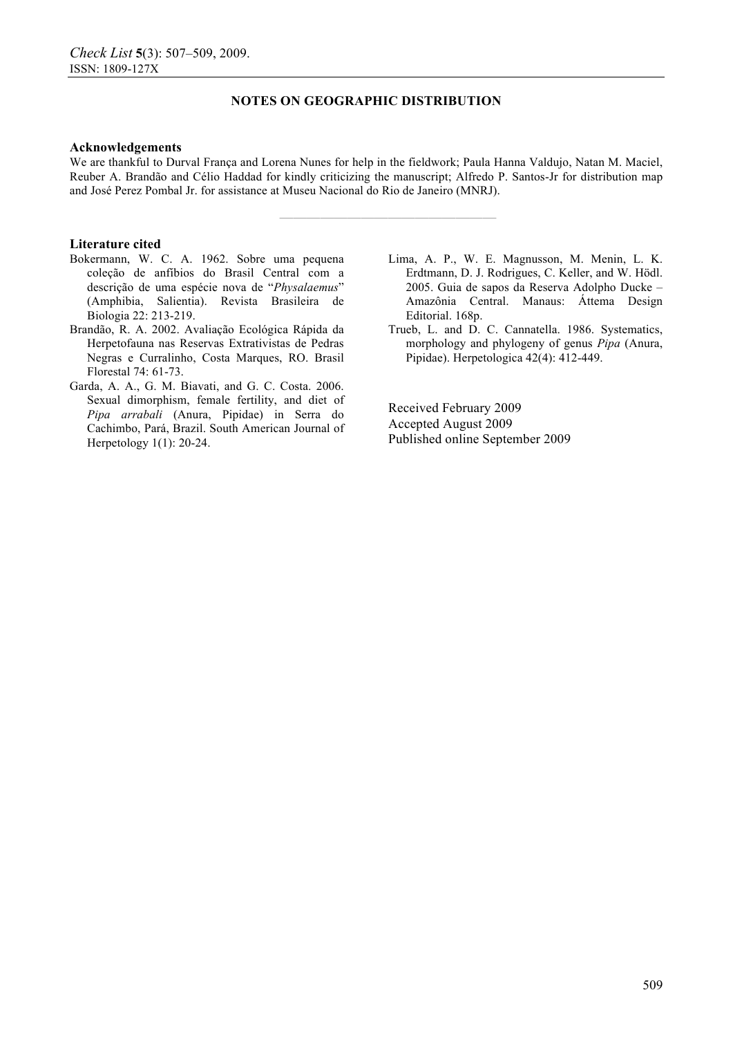NOTES ON GEOGRAPHIC DISTRIBUTION

## Acknowledgements

We are thankful to Durval França and Lorena Nunes for help in the fieldwork; Paula Hanna Valdujo, Natan M. Maciel, Reuber A. Brandão and Célio Haddad for kindly criticizing the manuscript; Alfredo P. Santos-Jr for distribution map and José Perez Pombal Jr. for assistance at Museu Nacional do Rio de Janeiro (MNRJ).

## Literature cited

Bokermann, W. C. A. 1962. Sobre uma pequena coleção de anfíbios do Brasil Central com a descrição de uma espécie nova de "*Physalaemus*" (Amphibia, Salientia). Revista Brasileira de Biologia 22: 213-219.

Brandão, R. A. 2002. Avaliação Ecológica Rápida da Herpetofauna nas Reservas Extrativistas de Pedras Negras e Curralinho, Costa Marques, RO. Brasil Florestal 74: 61-73.

Garda, A. A., G. M. Biavati, and G. C. Costa. 2006. Sexual dimorphism, female fertility, and diet of *Pipa arrabali* (Anura, Pipidae) in Serra do Cachimbo, Pará, Brazil. South American Journal of Herpetology 1(1): 20-24.

Lima, A. P., W. E. Magnusson, M. Menin, L. K. Erdtmann, D. J. Rodrigues, C. Keller, and W. Hödl. 2005. Guia de sapos da Reserva Adolpho Ducke – Amazônia Central. Manaus: Áttema Design Editorial. 168p.

Trueb, L. and D. C. Cannatella. 1986. Systematics, morphology and phylogeny of genus *Pipa* (Anura, Pipidae). Herpetologica 42(4): 412-449.

Received February 2009
Accepted August 2009
Published online September 2009